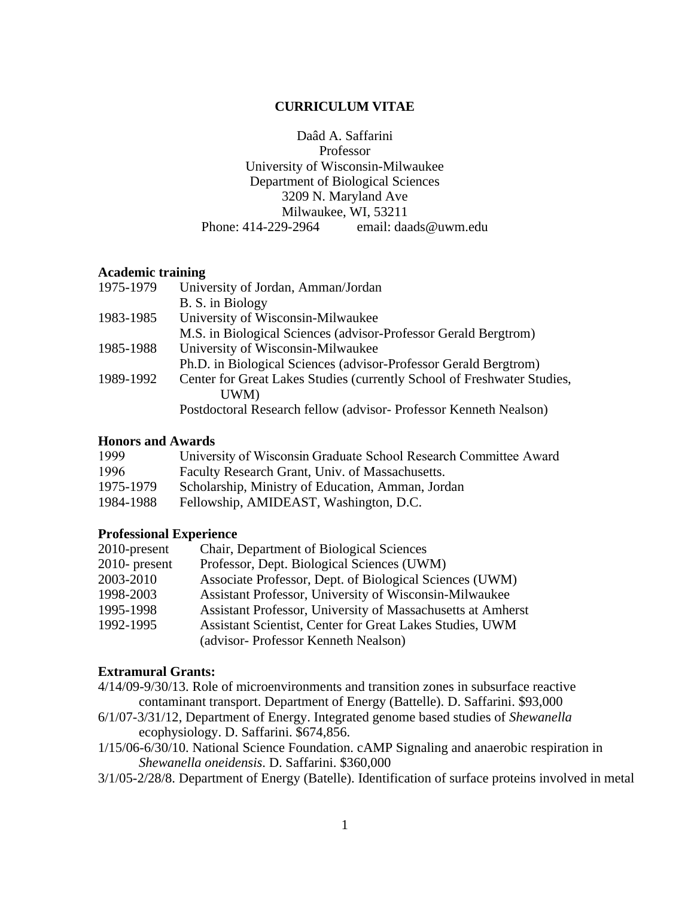**CURRICULUM VITAE**

Daâd A. Saffarini
Professor
University of Wisconsin-Milwaukee
Department of Biological Sciences
3209 N. Maryland Ave
Milwaukee, WI, 53211
Phone: 414-229-2964 email: daads@uwm.edu

**Academic training**

| | |
|---|---|
| 1975-1979 | University of Jordan, Amman/Jordan<br>B. S. in Biology |
| 1983-1985 | University of Wisconsin-Milwaukee<br>M.S. in Biological Sciences (advisor-Professor Gerald Bergtrom) |
| 1985-1988 | University of Wisconsin-Milwaukee<br>Ph.D. in Biological Sciences (advisor-Professor Gerald Bergtrom) |
| 1989-1992 | Center for Great Lakes Studies (currently School of Freshwater Studies, UWM)<br>Postdoctoral Research fellow (advisor- Professor Kenneth Nealson) |

**Honors and Awards**

| | |
|---|---|
| 1999 | University of Wisconsin Graduate School Research Committee Award |
| 1996 | Faculty Research Grant, Univ. of Massachusetts. |
| 1975-1979 | Scholarship, Ministry of Education, Amman, Jordan |
| 1984-1988 | Fellowship, AMIDEAST, Washington, D.C. |

**Professional Experience**

| | |
|---|---|
| 2010-present | Chair, Department of Biological Sciences |
| 2010- present | Professor, Dept. Biological Sciences (UWM) |
| 2003-2010 | Associate Professor, Dept. of Biological Sciences (UWM) |
| 1998-2003 | Assistant Professor, University of Wisconsin-Milwaukee |
| 1995-1998 | Assistant Professor, University of Massachusetts at Amherst |
| 1992-1995 | Assistant Scientist, Center for Great Lakes Studies, UWM<br>(advisor- Professor Kenneth Nealson) |

**Extramural Grants:**

4/14/09-9/30/13. Role of microenvironments and transition zones in subsurface reactive contaminant transport. Department of Energy (Battelle). D. Saffarini. $93,000

6/1/07-3/31/12, Department of Energy. Integrated genome based studies of *Shewanella* ecophysiology. D. Saffarini. $674,856.

1/15/06-6/30/10. National Science Foundation. cAMP Signaling and anaerobic respiration in *Shewanella oneidensis*. D. Saffarini. $360,000

3/1/05-2/28/8. Department of Energy (Batelle). Identification of surface proteins involved in metal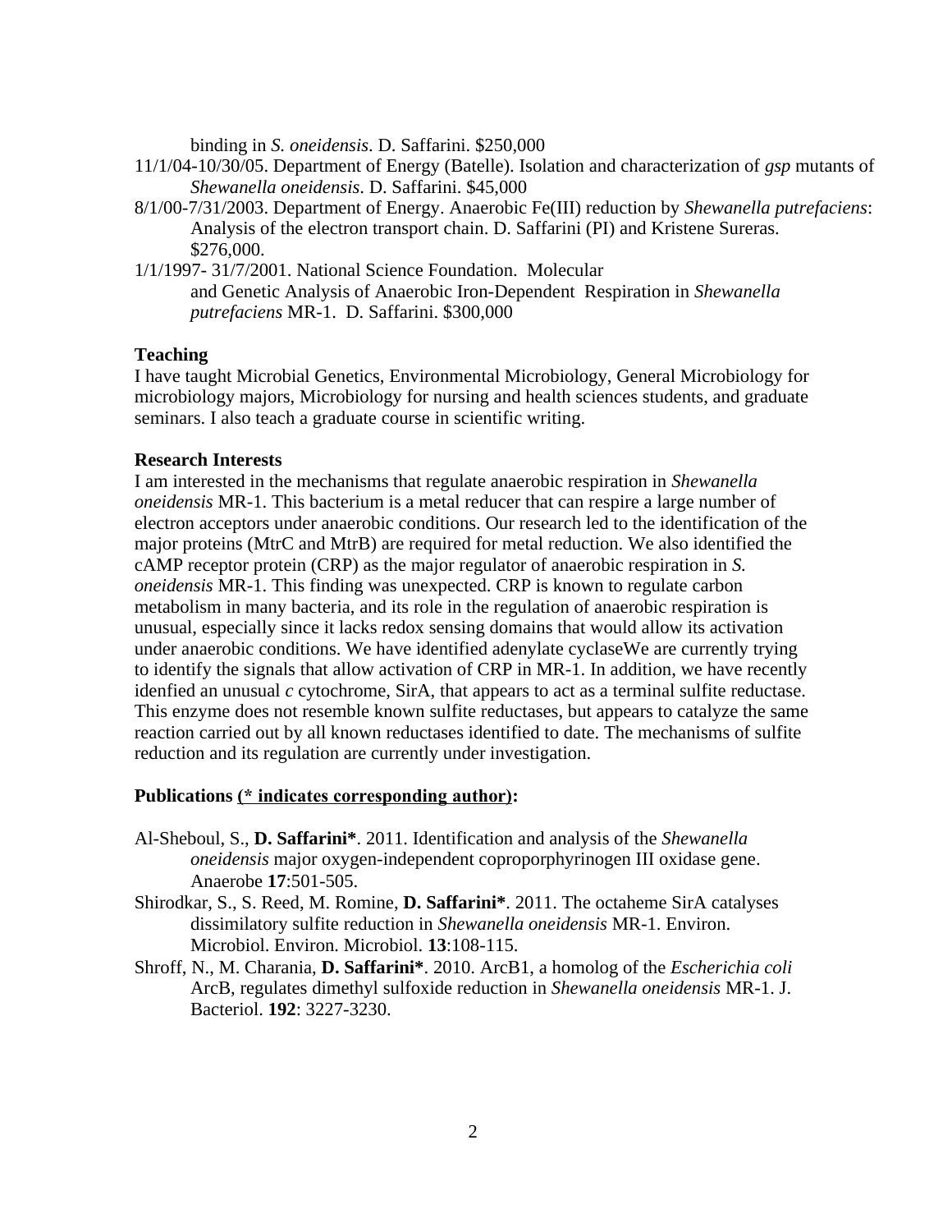binding in *S. oneidensis*. D. Saffarini. $250,000

11/1/04-10/30/05. Department of Energy (Batelle). Isolation and characterization of *gsp* mutants of *Shewanella oneidensis*. D. Saffarini. $45,000

8/1/00-7/31/2003. Department of Energy. Anaerobic Fe(III) reduction by *Shewanella putrefaciens*: Analysis of the electron transport chain. D. Saffarini (PI) and Kristene Sureras. $276,000.

1/1/1997- 31/7/2001. National Science Foundation. Molecular and Genetic Analysis of Anaerobic Iron-Dependent Respiration in *Shewanella putrefaciens* MR-1. D. Saffarini. $300,000

**Teaching**

I have taught Microbial Genetics, Environmental Microbiology, General Microbiology for microbiology majors, Microbiology for nursing and health sciences students, and graduate seminars. I also teach a graduate course in scientific writing.

**Research Interests**

I am interested in the mechanisms that regulate anaerobic respiration in *Shewanella oneidensis* MR-1. This bacterium is a metal reducer that can respire a large number of electron acceptors under anaerobic conditions. Our research led to the identification of the major proteins (MtrC and MtrB) are required for metal reduction. We also identified the cAMP receptor protein (CRP) as the major regulator of anaerobic respiration in *S. oneidensis* MR-1. This finding was unexpected. CRP is known to regulate carbon metabolism in many bacteria, and its role in the regulation of anaerobic respiration is unusual, especially since it lacks redox sensing domains that would allow its activation under anaerobic conditions. We have identified adenylate cyclaseWe are currently trying to identify the signals that allow activation of CRP in MR-1. In addition, we have recently idenfied an unusual *c* cytochrome, SirA, that appears to act as a terminal sulfite reductase. This enzyme does not resemble known sulfite reductases, but appears to catalyze the same reaction carried out by all known reductases identified to date. The mechanisms of sulfite reduction and its regulation are currently under investigation.

**Publications (* indicates corresponding author):**

Al-Sheboul, S., **D. Saffarini***. 2011. Identification and analysis of the *Shewanella oneidensis* major oxygen-independent coproporphyrinogen III oxidase gene. Anaerobe **17**:501-505.

Shirodkar, S., S. Reed, M. Romine, **D. Saffarini***. 2011. The octaheme SirA catalyses dissimilatory sulfite reduction in *Shewanella oneidensis* MR-1. Environ. Microbiol. Environ. Microbiol. **13**:108-115.

Shroff, N., M. Charania, **D. Saffarini***. 2010. ArcB1, a homolog of the *Escherichia coli* ArcB, regulates dimethyl sulfoxide reduction in *Shewanella oneidensis* MR-1. J. Bacteriol. **192**: 3227-3230.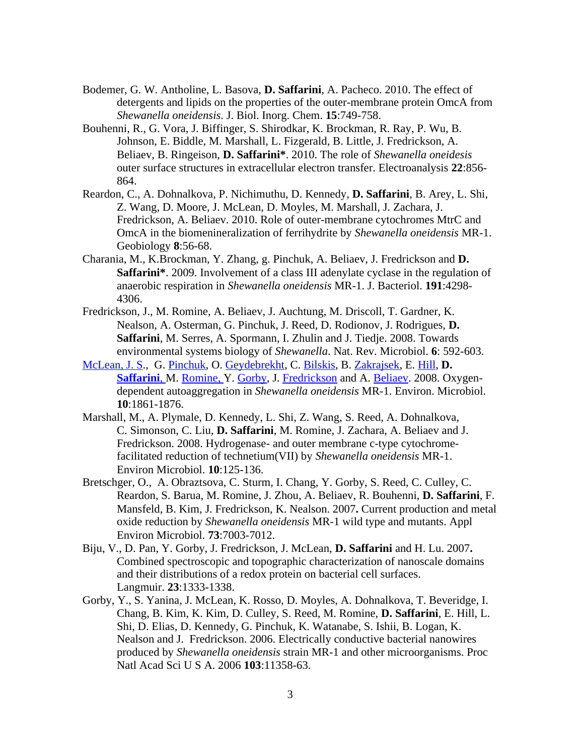Bodemer, G. W. Antholine, L. Basova, **D. Saffarini**, A. Pacheco. 2010. The effect of detergents and lipids on the properties of the outer-membrane protein OmcA from *Shewanella oneidensis*. J. Biol. Inorg. Chem. **15**:749-758.

Bouhenni, R., G. Vora, J. Biffinger, S. Shirodkar, K. Brockman, R. Ray, P. Wu, B. Johnson, E. Biddle, M. Marshall, L. Fizgerald, B. Little, J. Fredrickson, A. Beliaev, B. Ringeison, **D. Saffarini***. 2010. The role of *Shewanella oneidesis* outer surface structures in extracellular electron transfer. Electroanalysis **22**:856-864.

Reardon, C., A. Dohnalkova, P. Nichimuthu, D. Kennedy, **D. Saffarini**, B. Arey, L. Shi, Z. Wang, D. Moore, J. McLean, D. Moyles, M. Marshall, J. Zachara, J. Fredrickson, A. Beliaev. 2010. Role of outer-membrane cytochromes MtrC and OmcA in the biomenineralization of ferrihydrite by *Shewanella oneidensis* MR-1. Geobiology **8**:56-68.

Charania, M., K.Brockman, Y. Zhang, g. Pinchuk, A. Beliaev, J. Fredrickson and **D. Saffarini***. 2009. Involvement of a class III adenylate cyclase in the regulation of anaerobic respiration in *Shewanella oneidensis* MR-1. J. Bacteriol. **191**:4298-4306.

Fredrickson, J., M. Romine, A. Beliaev, J. Auchtung, M. Driscoll, T. Gardner, K. Nealson, A. Osterman, G. Pinchuk, J. Reed, D. Rodionov, J. Rodrigues, **D. Saffarini**, M. Serres, A. Spormann, I. Zhulin and J. Tiedje. 2008. Towards environmental systems biology of *Shewanella*. Nat. Rev. Microbiol. **6**: 592-603.

McLean, J. S., G. Pinchuk, O. Geydebrekht, C. Bilskis, B. Zakrajsek, E. Hill, **D. Saffarini**, M. Romine, Y. Gorby, J. Fredrickson and A. Beliaev. 2008. Oxygen-dependent autoaggregation in *Shewanella oneidensis* MR-1. Environ. Microbiol. **10**:1861-1876.

Marshall, M., A. Plymale, D. Kennedy, L. Shi, Z. Wang, S. Reed, A. Dohnalkova, C. Simonson, C. Liu, **D. Saffarini**, M. Romine, J. Zachara, A. Beliaev and J. Fredrickson. 2008. Hydrogenase- and outer membrane c-type cytochrome-facilitated reduction of technetium(VII) by *Shewanella oneidensis* MR-1. Environ Microbiol. **10**:125-136.

Bretschger, O., A. Obraztsova, C. Sturm, I. Chang, Y. Gorby, S. Reed, C. Culley, C. Reardon, S. Barua, M. Romine, J. Zhou, A. Beliaev, R. Bouhenni, **D. Saffarini**, F. Mansfeld, B. Kim, J. Fredrickson, K. Nealson. 2007**.** Current production and metal oxide reduction by *Shewanella oneidensis* MR-1 wild type and mutants. Appl Environ Microbiol. **73**:7003-7012.

Biju, V., D. Pan, Y. Gorby, J. Fredrickson, J. McLean, **D. Saffarini** and H. Lu. 2007**.** Combined spectroscopic and topographic characterization of nanoscale domains and their distributions of a redox protein on bacterial cell surfaces. Langmuir. **23**:1333-1338.

Gorby, Y., S. Yanina, J. McLean, K. Rosso, D. Moyles, A. Dohnalkova, T. Beveridge, I. Chang, B. Kim, K. Kim, D. Culley, S. Reed, M. Romine, **D. Saffarini**, E. Hill, L. Shi, D. Elias, D. Kennedy, G. Pinchuk, K. Watanabe, S. Ishii, B. Logan, K. Nealson and J. Fredrickson. 2006. Electrically conductive bacterial nanowires produced by *Shewanella oneidensis* strain MR-1 and other microorganisms. Proc Natl Acad Sci U S A. 2006 **103**:11358-63.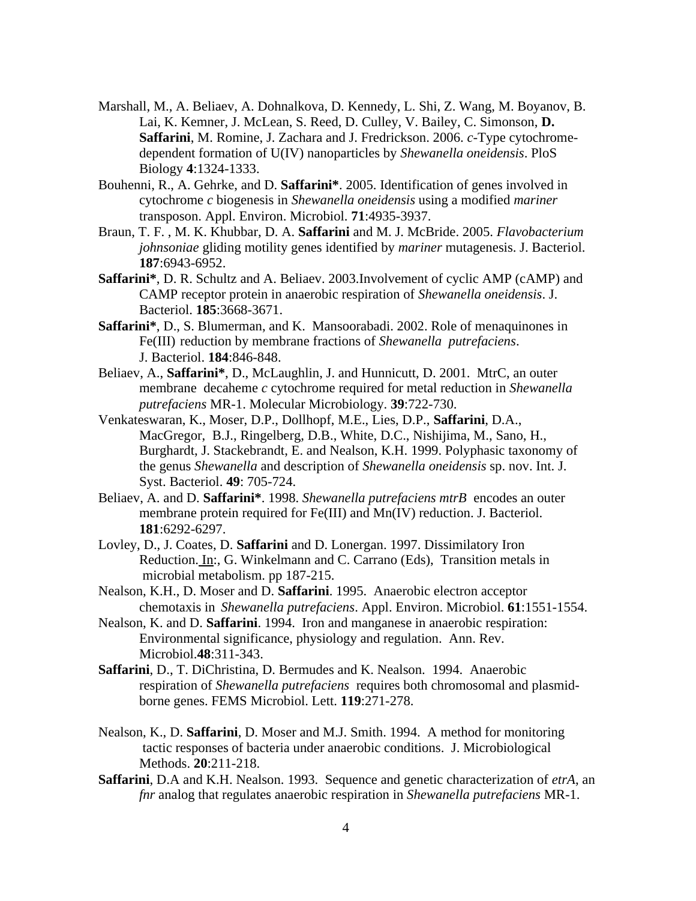Marshall, M., A. Beliaev, A. Dohnalkova, D. Kennedy, L. Shi, Z. Wang, M. Boyanov, B. Lai, K. Kemner, J. McLean, S. Reed, D. Culley, V. Bailey, C. Simonson, **D. Saffarini**, M. Romine, J. Zachara and J. Fredrickson. 2006. *c*-Type cytochrome-dependent formation of U(IV) nanoparticles by *Shewanella oneidensis*. PloS Biology **4**:1324-1333.

Bouhenni, R., A. Gehrke, and D. **Saffarini***. 2005. Identification of genes involved in cytochrome *c* biogenesis in *Shewanella oneidensis* using a modified *mariner* transposon. Appl. Environ. Microbiol. **71**:4935-3937.

Braun, T. F. , M. K. Khubbar, D. A. **Saffarini** and M. J. McBride. 2005. *Flavobacterium johnsoniae* gliding motility genes identified by *mariner* mutagenesis. J. Bacteriol. **187**:6943-6952.

**Saffarini***, D. R. Schultz and A. Beliaev. 2003.Involvement of cyclic AMP (cAMP) and CAMP receptor protein in anaerobic respiration of *Shewanella oneidensis*. J. Bacteriol. **185**:3668-3671.

**Saffarini***, D., S. Blumerman, and K. Mansoorabadi. 2002. Role of menaquinones in Fe(III) reduction by membrane fractions of *Shewanella putrefaciens*. J. Bacteriol. **184**:846-848.

Beliaev, A., **Saffarini***, D., McLaughlin, J. and Hunnicutt, D. 2001. MtrC, an outer membrane decaheme *c* cytochrome required for metal reduction in *Shewanella putrefaciens* MR-1. Molecular Microbiology. **39**:722-730.

Venkateswaran, K., Moser, D.P., Dollhopf, M.E., Lies, D.P., **Saffarini**, D.A., MacGregor, B.J., Ringelberg, D.B., White, D.C., Nishijima, M., Sano, H., Burghardt, J. Stackebrandt, E. and Nealson, K.H. 1999. Polyphasic taxonomy of the genus *Shewanella* and description of *Shewanella oneidensis* sp. nov. Int. J. Syst. Bacteriol. **49**: 705-724.

Beliaev, A. and D. **Saffarini***. 1998. *Shewanella putrefaciens mtrB* encodes an outer membrane protein required for Fe(III) and Mn(IV) reduction. J. Bacteriol. **181**:6292-6297.

Lovley, D., J. Coates, D. **Saffarini** and D. Lonergan. 1997. Dissimilatory Iron Reduction. In:, G. Winkelmann and C. Carrano (Eds), Transition metals in microbial metabolism. pp 187-215.

Nealson, K.H., D. Moser and D. **Saffarini**. 1995. Anaerobic electron acceptor chemotaxis in *Shewanella putrefaciens*. Appl. Environ. Microbiol. **61**:1551-1554.

Nealson, K. and D. **Saffarini**. 1994. Iron and manganese in anaerobic respiration: Environmental significance, physiology and regulation. Ann. Rev. Microbiol.**48**:311-343.

**Saffarini**, D., T. DiChristina, D. Bermudes and K. Nealson. 1994. Anaerobic respiration of *Shewanella putrefaciens* requires both chromosomal and plasmid-borne genes. FEMS Microbiol. Lett. **119**:271-278.

Nealson, K., D. **Saffarini**, D. Moser and M.J. Smith. 1994. A method for monitoring tactic responses of bacteria under anaerobic conditions. J. Microbiological Methods. **20**:211-218.

**Saffarini**, D.A and K.H. Nealson. 1993. Sequence and genetic characterization of *etrA*, an *fnr* analog that regulates anaerobic respiration in *Shewanella putrefaciens* MR-1.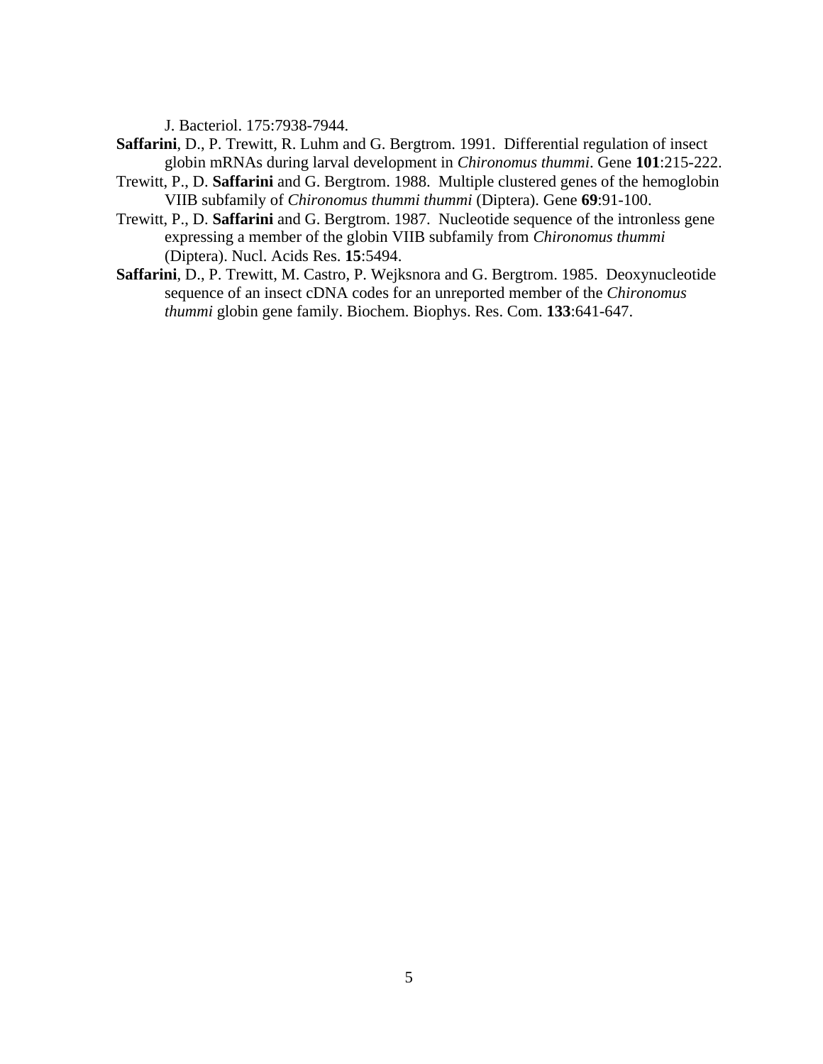J. Bacteriol. 175:7938-7944.

**Saffarini**, D., P. Trewitt, R. Luhm and G. Bergtrom. 1991. Differential regulation of insect globin mRNAs during larval development in *Chironomus thummi*. Gene **101**:215-222.

Trewitt, P., D. **Saffarini** and G. Bergtrom. 1988. Multiple clustered genes of the hemoglobin VIIB subfamily of *Chironomus thummi thummi* (Diptera). Gene **69**:91-100.

Trewitt, P., D. **Saffarini** and G. Bergtrom. 1987. Nucleotide sequence of the intronless gene expressing a member of the globin VIIB subfamily from *Chironomus thummi* (Diptera). Nucl. Acids Res. **15**:5494.

**Saffarini**, D., P. Trewitt, M. Castro, P. Wejksnora and G. Bergtrom. 1985. Deoxynucleotide sequence of an insect cDNA codes for an unreported member of the *Chironomus thummi* globin gene family. Biochem. Biophys. Res. Com. **133**:641-647.